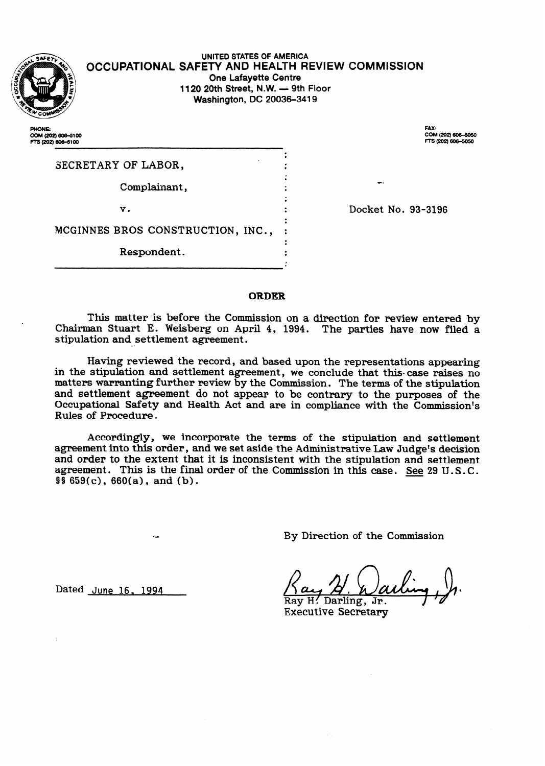UNITED STATES OF AMERICA

# OCCUPATIONAL SAFETY AND HEALTH REVIEW COMMISSION

One Lafayette Centre
1120 20th Street, N.W. — 9th Floor
Washington, DC 20036-3419

PHONE:
COM (202) 606-5100
FTS (202) 606-5100

FAX:
COM (202) 606-5050
FTS (202) 606-5050

| | |
|---|---|
| SECRETARY OF LABOR, | |
| Complainant, | |
| v. | Docket No. 93-3196 |
| MCGINNES BROS CONSTRUCTION, INC., | |
| Respondent. | |

## ORDER

This matter is before the Commission on a direction for review entered by Chairman Stuart E. Weisberg on April 4, 1994. The parties have now filed a stipulation and settlement agreement.

Having reviewed the record, and based upon the representations appearing in the stipulation and settlement agreement, we conclude that this case raises no matters warranting further review by the Commission. The terms of the stipulation and settlement agreement do not appear to be contrary to the purposes of the Occupational Safety and Health Act and are in compliance with the Commission's Rules of Procedure.

Accordingly, we incorporate the terms of the stipulation and settlement agreement into this order, and we set aside the Administrative Law Judge's decision and order to the extent that it is inconsistent with the stipulation and settlement agreement. This is the final order of the Commission in this case. See 29 U.S.C. §§ 659(c), 660(a), and (b).

By Direction of the Commission

Dated June 16, 1994

Ray H. Darling, Jr.
Executive Secretary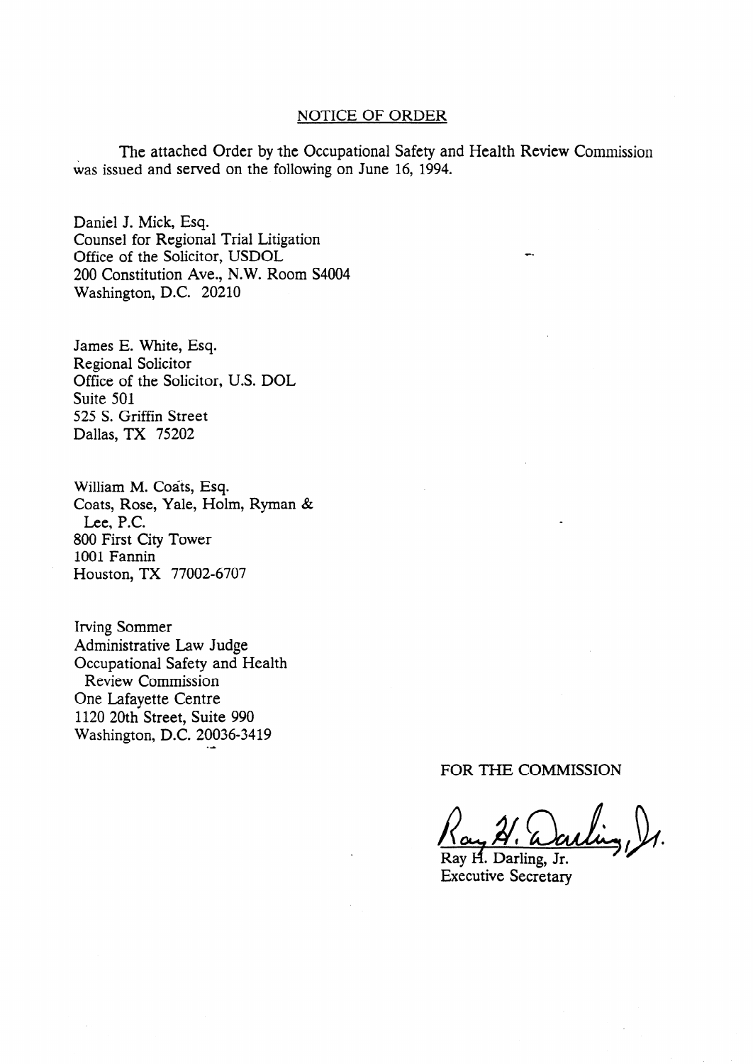## NOTICE OF ORDER

The attached Order by the Occupational Safety and Health Review Commission was issued and served on the following on June 16, 1994.

Daniel J. Mick, Esq.
Counsel for Regional Trial Litigation
Office of the Solicitor, USDOL
200 Constitution Ave., N.W. Room S4004
Washington, D.C. 20210

James E. White, Esq.
Regional Solicitor
Office of the Solicitor, U.S. DOL
Suite 501
525 S. Griffin Street
Dallas, TX 75202

William M. Coats, Esq.
Coats, Rose, Yale, Holm, Ryman &
Lee, P.C.
800 First City Tower
1001 Fannin
Houston, TX 77002-6707

Irving Sommer
Administrative Law Judge
Occupational Safety and Health
Review Commission
One Lafayette Centre
1120 20th Street, Suite 990
Washington, D.C. 20036-3419

FOR THE COMMISSION

Ray H. Darling, Jr.
Executive Secretary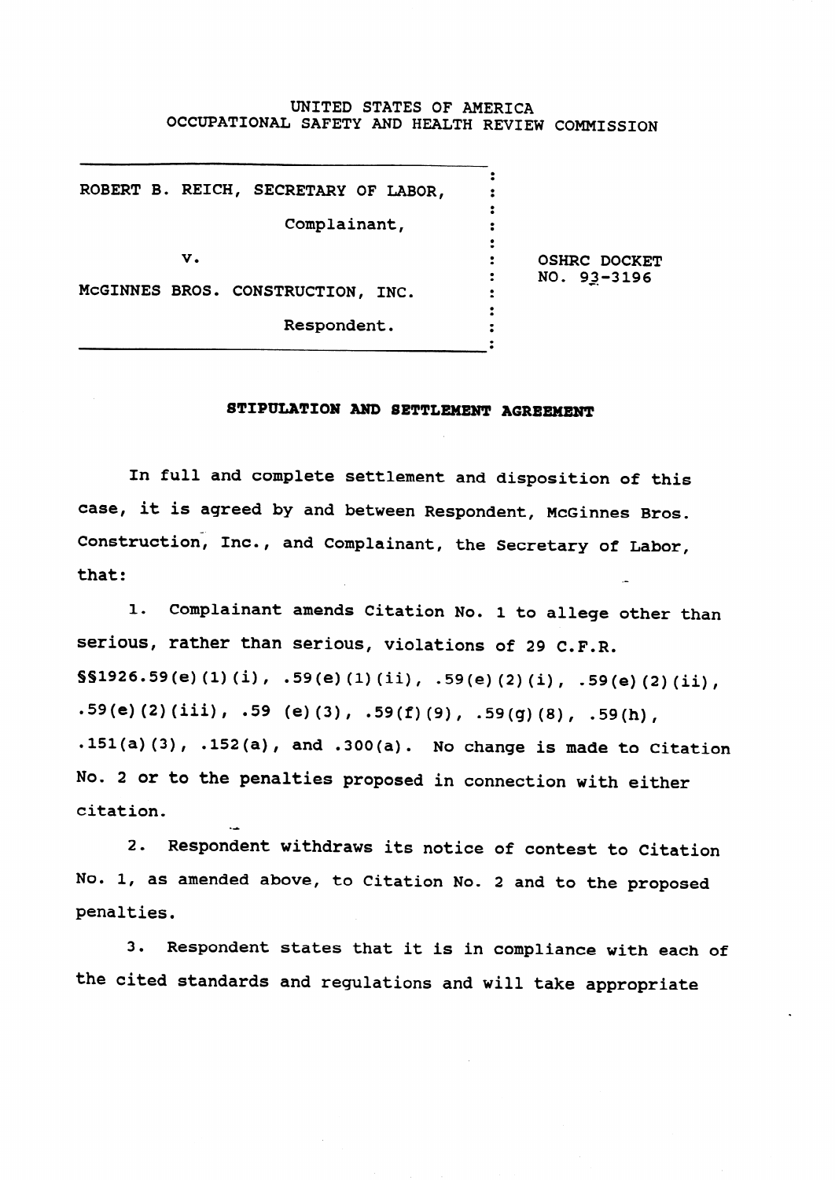UNITED STATES OF AMERICA
OCCUPATIONAL SAFETY AND HEALTH REVIEW COMMISSION

| | |
|---|---|
| ROBERT B. REICH, SECRETARY OF LABOR,<br><br>Complainant,<br><br>v.<br><br>McGINNES BROS. CONSTRUCTION, INC.<br><br>Respondent. | OSHRC DOCKET NO. 93-3196 |

## STIPULATION AND SETTLEMENT AGREEMENT

In full and complete settlement and disposition of this case, it is agreed by and between Respondent, McGinnes Bros. Construction, Inc., and Complainant, the Secretary of Labor, that:

1. Complainant amends Citation No. 1 to allege other than serious, rather than serious, violations of 29 C.F.R. §§1926.59(e)(1)(i), .59(e)(1)(ii), .59(e)(2)(i), .59(e)(2)(ii), .59(e)(2)(iii), .59 (e)(3), .59(f)(9), .59(g)(8), .59(h), .151(a)(3), .152(a), and .300(a). No change is made to Citation No. 2 or to the penalties proposed in connection with either citation.

2. Respondent withdraws its notice of contest to Citation No. 1, as amended above, to Citation No. 2 and to the proposed penalties.

3. Respondent states that it is in compliance with each of the cited standards and regulations and will take appropriate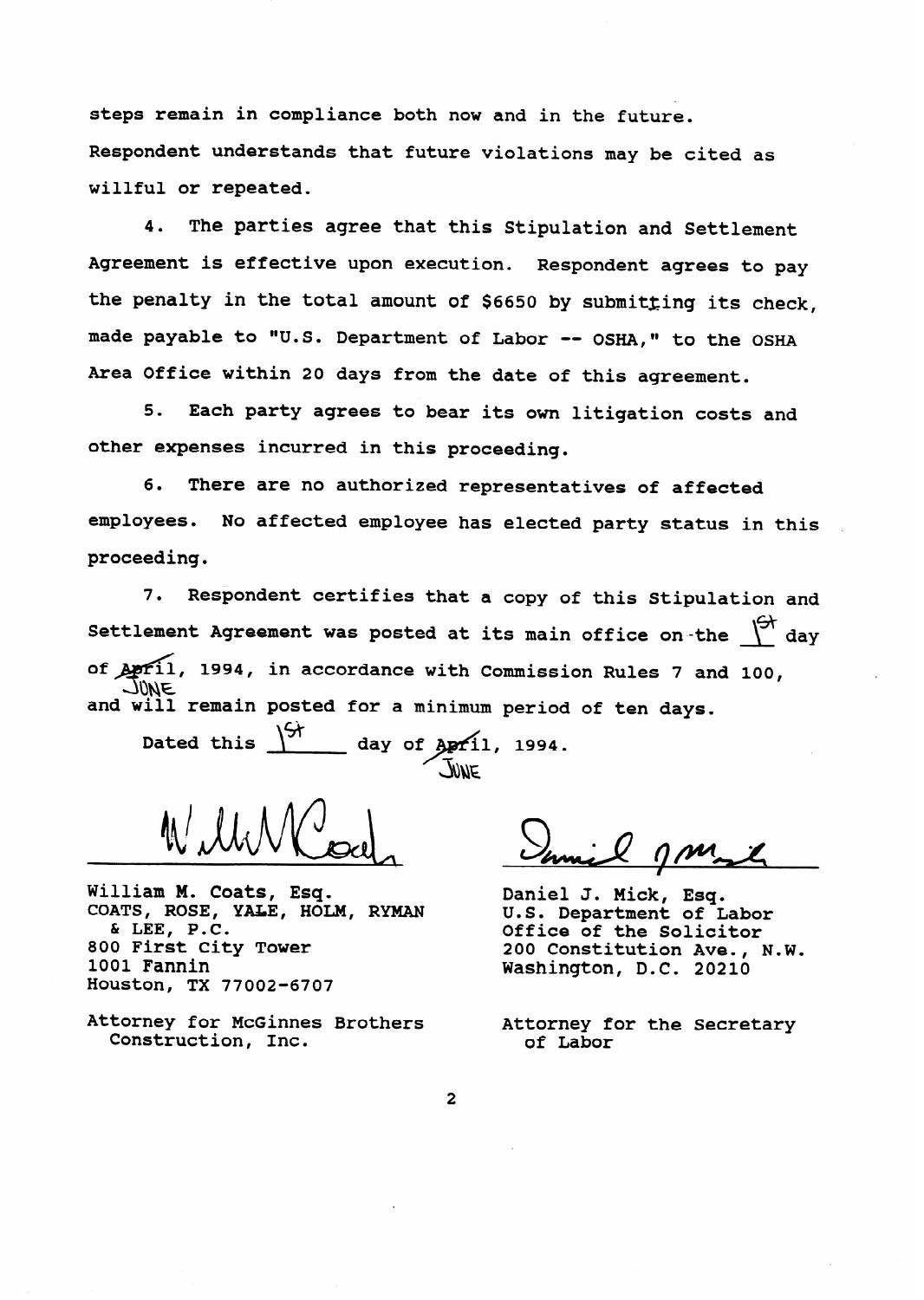steps remain in compliance both now and in the future. Respondent understands that future violations may be cited as willful or repeated.

4. The parties agree that this Stipulation and Settlement Agreement is effective upon execution. Respondent agrees to pay the penalty in the total amount of $6650 by submitting its check, made payable to "U.S. Department of Labor -- OSHA," to the OSHA Area Office within 20 days from the date of this agreement.

5. Each party agrees to bear its own litigation costs and other expenses incurred in this proceeding.

6. There are no authorized representatives of affected employees. No affected employee has elected party status in this proceeding.

7. Respondent certifies that a copy of this Stipulation and Settlement Agreement was posted at its main office on the 1st day of ~~April~~ JUNE, 1994, in accordance with Commission Rules 7 and 100, and will remain posted for a minimum period of ten days.

Dated this 1st day of ~~April~~ JUNE, 1994.

| | |
|---|---|
| William M. Coats, Esq.<br>COATS, ROSE, YALE, HOLM, RYMAN & LEE, P.C.<br>800 First City Tower<br>1001 Fannin<br>Houston, TX 77002-6707 | Daniel J. Mick, Esq.<br>U.S. Department of Labor<br>Office of the Solicitor<br>200 Constitution Ave., N.W.<br>Washington, D.C. 20210 |
| Attorney for McGinnes Brothers Construction, Inc. | Attorney for the Secretary of Labor |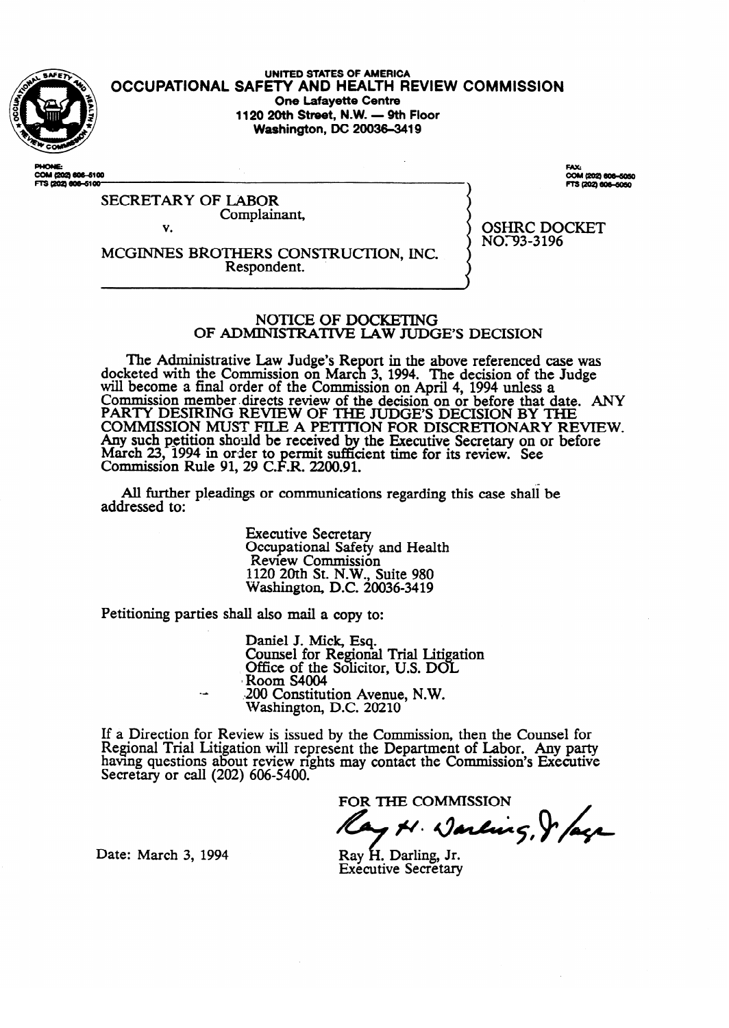UNITED STATES OF AMERICA

# OCCUPATIONAL SAFETY AND HEALTH REVIEW COMMISSION

One Lafayette Centre
1120 20th Street, N.W. — 9th Floor
Washington, DC 20036-3419

PHONE:
COM (202) 606-5100
FTS (202) 606-5100

FAX:
COM (202) 606-5050
FTS (202) 606-5050

SECRETARY OF LABOR
Complainant,

v.

MCGINNES BROTHERS CONSTRUCTION, INC.
Respondent.

OSHRC DOCKET
NO. 93-3196

## NOTICE OF DOCKETING OF ADMINISTRATIVE LAW JUDGE'S DECISION

The Administrative Law Judge's Report in the above referenced case was docketed with the Commission on March 3, 1994. The decision of the Judge will become a final order of the Commission on April 4, 1994 unless a Commission member directs review of the decision on or before that date. ANY PARTY DESIRING REVIEW OF THE JUDGE'S DECISION BY THE COMMISSION MUST FILE A PETITION FOR DISCRETIONARY REVIEW. Any such petition should be received by the Executive Secretary on or before March 23, 1994 in order to permit sufficient time for its review. See Commission Rule 91, 29 C.F.R. 2200.91.

All further pleadings or communications regarding this case shall be addressed to:

Executive Secretary
Occupational Safety and Health
Review Commission
1120 20th St. N.W., Suite 980
Washington, D.C. 20036-3419

Petitioning parties shall also mail a copy to:

Daniel J. Mick, Esq.
Counsel for Regional Trial Litigation
Office of the Solicitor, U.S. DOL
Room S4004
200 Constitution Avenue, N.W.
Washington, D.C. 20210

If a Direction for Review is issued by the Commission, then the Counsel for Regional Trial Litigation will represent the Department of Labor. Any party having questions about review rights may contact the Commission's Executive Secretary or call (202) 606-5400.

FOR THE COMMISSION

Ray H. Darling, Jr.
Executive Secretary

Date: March 3, 1994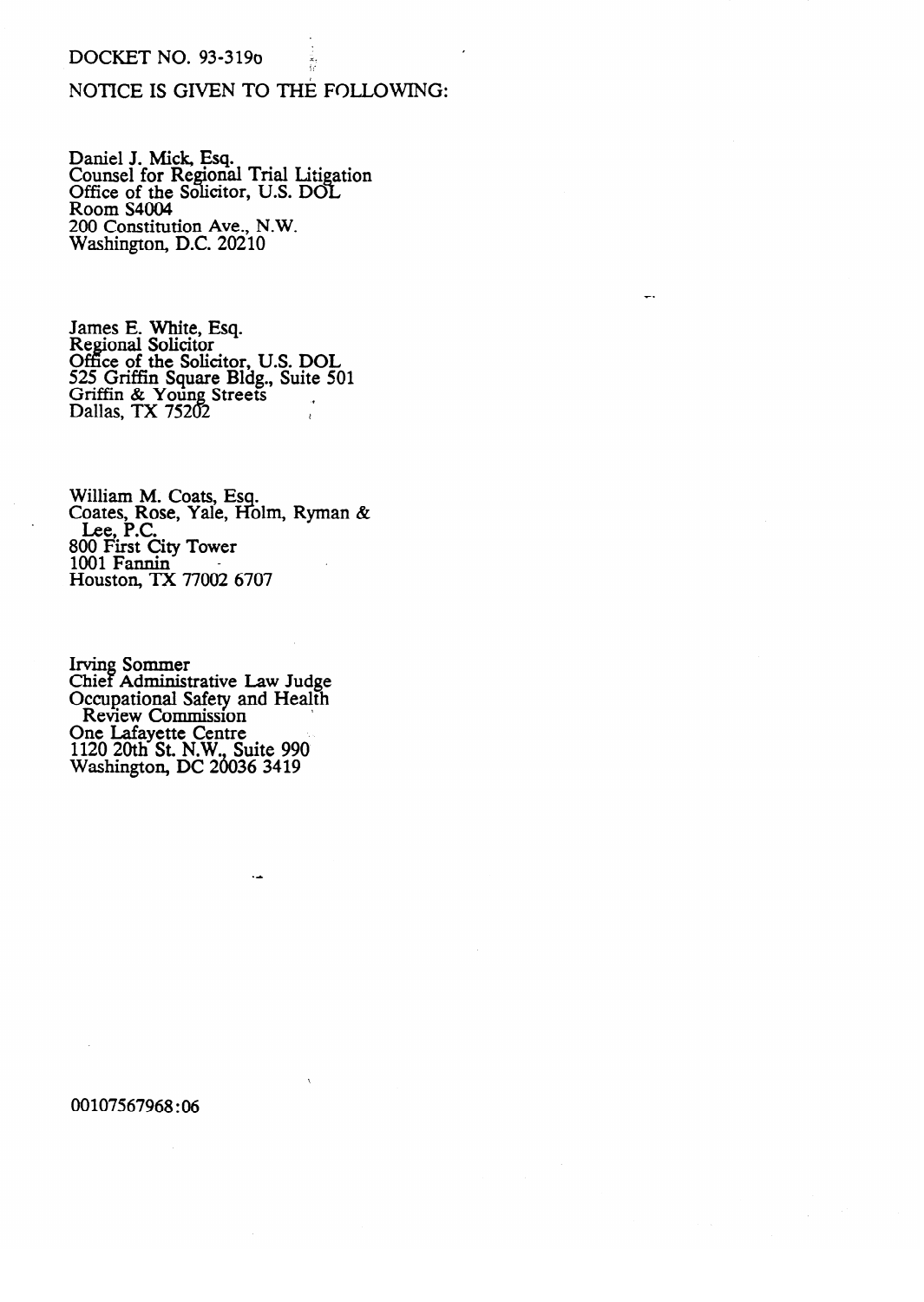DOCKET NO. 93-3190

NOTICE IS GIVEN TO THE FOLLOWING:

Daniel J. Mick, Esq.
Counsel for Regional Trial Litigation
Office of the Solicitor, U.S. DOL
Room S4004
200 Constitution Ave., N.W.
Washington, D.C. 20210

James E. White, Esq.
Regional Solicitor
Office of the Solicitor, U.S. DOL
525 Griffin Square Bldg., Suite 501
Griffin & Young Streets
Dallas, TX 75202

William M. Coats, Esq.
Coates, Rose, Yale, Holm, Ryman & Lee, P.C.
800 First City Tower
1001 Fannin
Houston, TX 77002 6707

Irving Sommer
Chief Administrative Law Judge
Occupational Safety and Health Review Commission
One Lafayette Centre
1120 20th St. N.W., Suite 990
Washington, DC 20036 3419

00107567968:06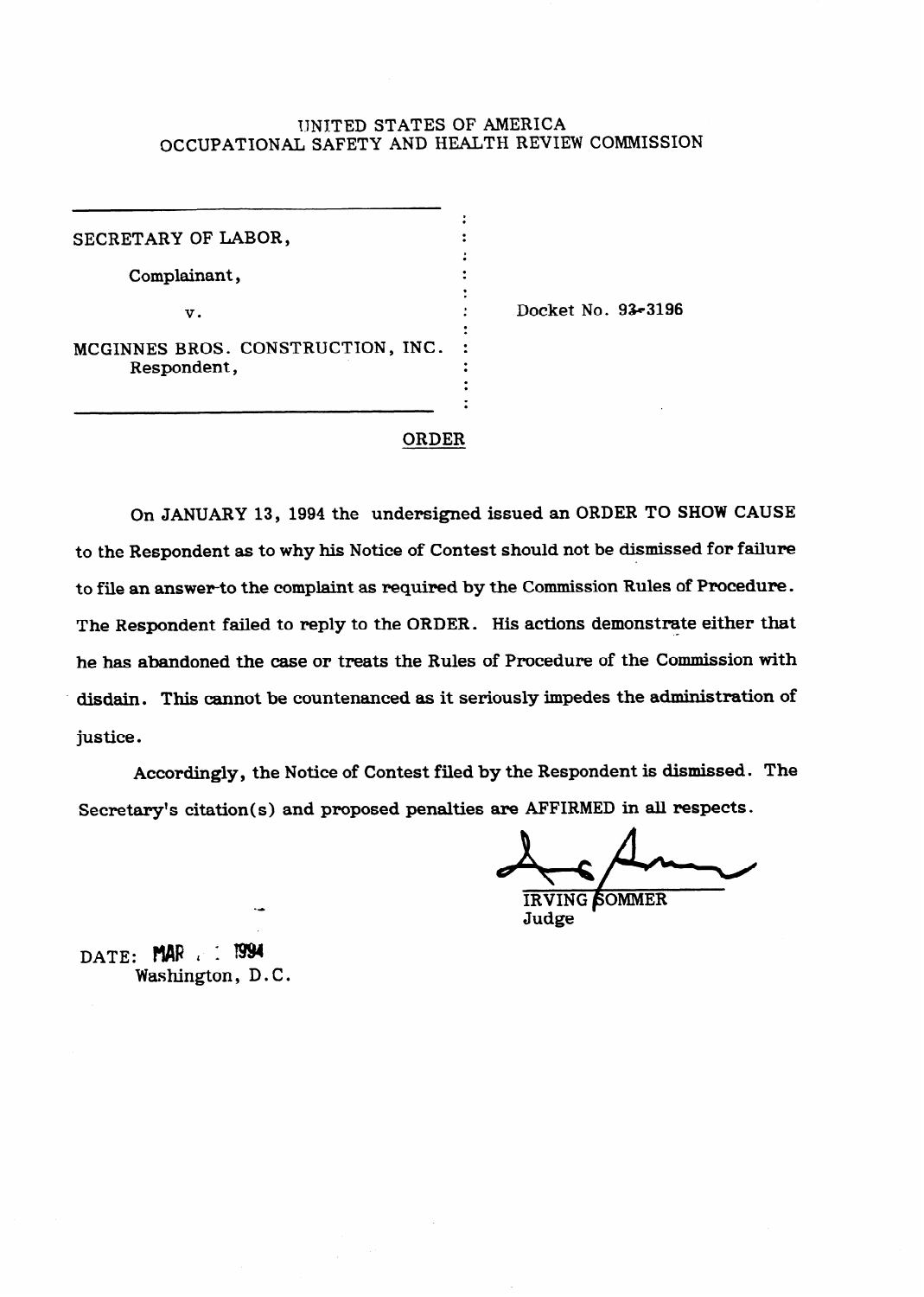UNITED STATES OF AMERICA
OCCUPATIONAL SAFETY AND HEALTH REVIEW COMMISSION

SECRETARY OF LABOR,

Complainant,

v.

MCGINNES BROS. CONSTRUCTION, INC.
Respondent,

Docket No. 93-3196

ORDER

On JANUARY 13, 1994 the undersigned issued an ORDER TO SHOW CAUSE to the Respondent as to why his Notice of Contest should not be dismissed for failure to file an answer to the complaint as required by the Commission Rules of Procedure. The Respondent failed to reply to the ORDER. His actions demonstrate either that he has abandoned the case or treats the Rules of Procedure of the Commission with disdain. This cannot be countenanced as it seriously impedes the administration of justice.

Accordingly, the Notice of Contest filed by the Respondent is dismissed. The Secretary's citation(s) and proposed penalties are AFFIRMED in all respects.

IRVING SOMMER
Judge

DATE: MAR 1 1994
Washington, D.C.